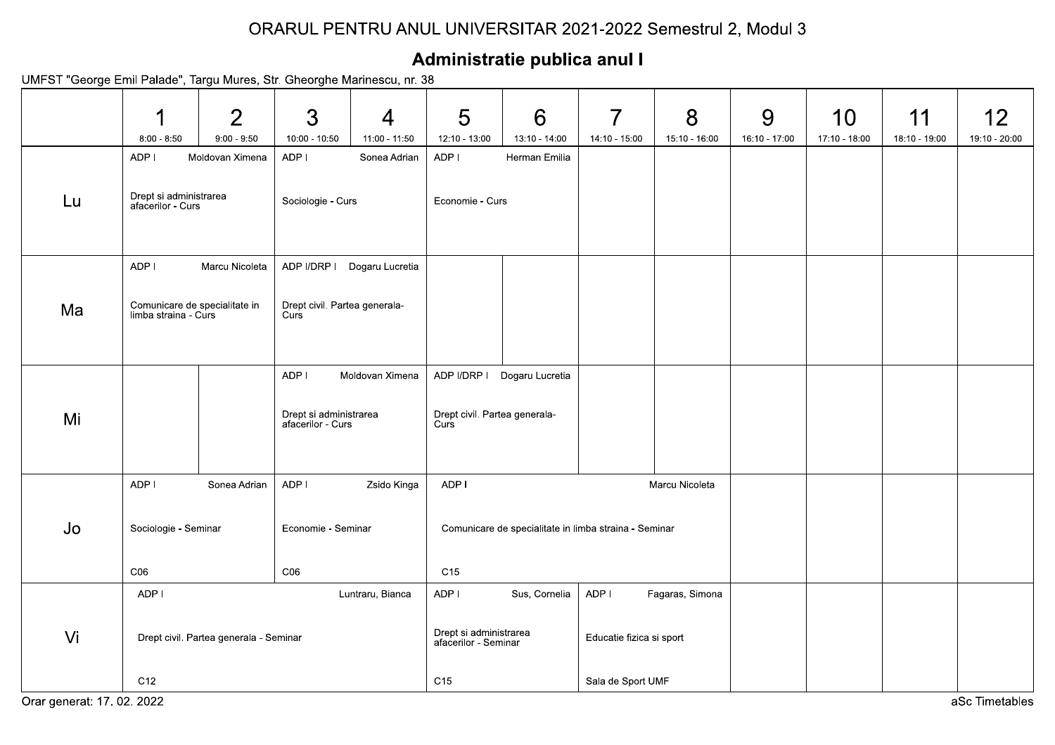# ORARUL PENTRU ANUL UNIVERSITAR 2021-2022 Semestrul 2, Modul 3

## Administratie publica anul I

UMFST "George Emil Palade", Targu Mures, Str. Gheorghe Marinescu, nr. 38

| | 1<br>8:00 - 8:50 | 2<br>9:00 - 9:50 | 3<br>10:00 - 10:50 | 4<br>11:00 - 11:50 | 5<br>12:10 - 13:00 | 6<br>13:10 - 14:00 | 7<br>14:10 - 15:00 | 8<br>15:10 - 16:00 | 9<br>16:10 - 17:00 | 10<br>17:10 - 18:00 | 11<br>18:10 - 19:00 | 12<br>19:10 - 20:00 |
|---|---|---|---|---|---|---|---|---|---|---|---|---|
| Lu | ADP I Moldovan Ximena<br>Drept si administrarea afacerilor - Curs | | ADP I Sonea Adrian<br>Sociologie - Curs | | ADP I Herman Emilia<br>Economie - Curs | | | | | | | |
| Ma | ADP I Marcu Nicoleta<br>Comunicare de specialitate in limba straina - Curs | | ADP I/DRP I Dogaru Lucretia<br>Drept civil. Partea generala- Curs | | | | | | | | | |
| Mi | | | ADP I Moldovan Ximena<br>Drept si administrarea afacerilor - Curs | | ADP I/DRP I Dogaru Lucretia<br>Drept civil. Partea generala- Curs | | | | | | | |
| Jo | ADP I Sonea Adrian<br>Sociologie - Seminar<br>C06 | | ADP I Zsido Kinga<br>Economie - Seminar<br>C06 | | ADP I Marcu Nicoleta<br>Comunicare de specialitate in limba straina - Seminar<br>C15 | | | | | | | |
| Vi | ADP I Luntraru, Bianca<br>Drept civil. Partea generala - Seminar<br>C12 | | | | ADP I Sus, Cornelia<br>Drept si administrarea afacerilor - Seminar<br>C15 | | ADP I Fagaras, Simona<br>Educatie fizica si sport<br>Sala de Sport UMF | | | | | |

Orar generat: 17. 02. 2022

aSc Timetables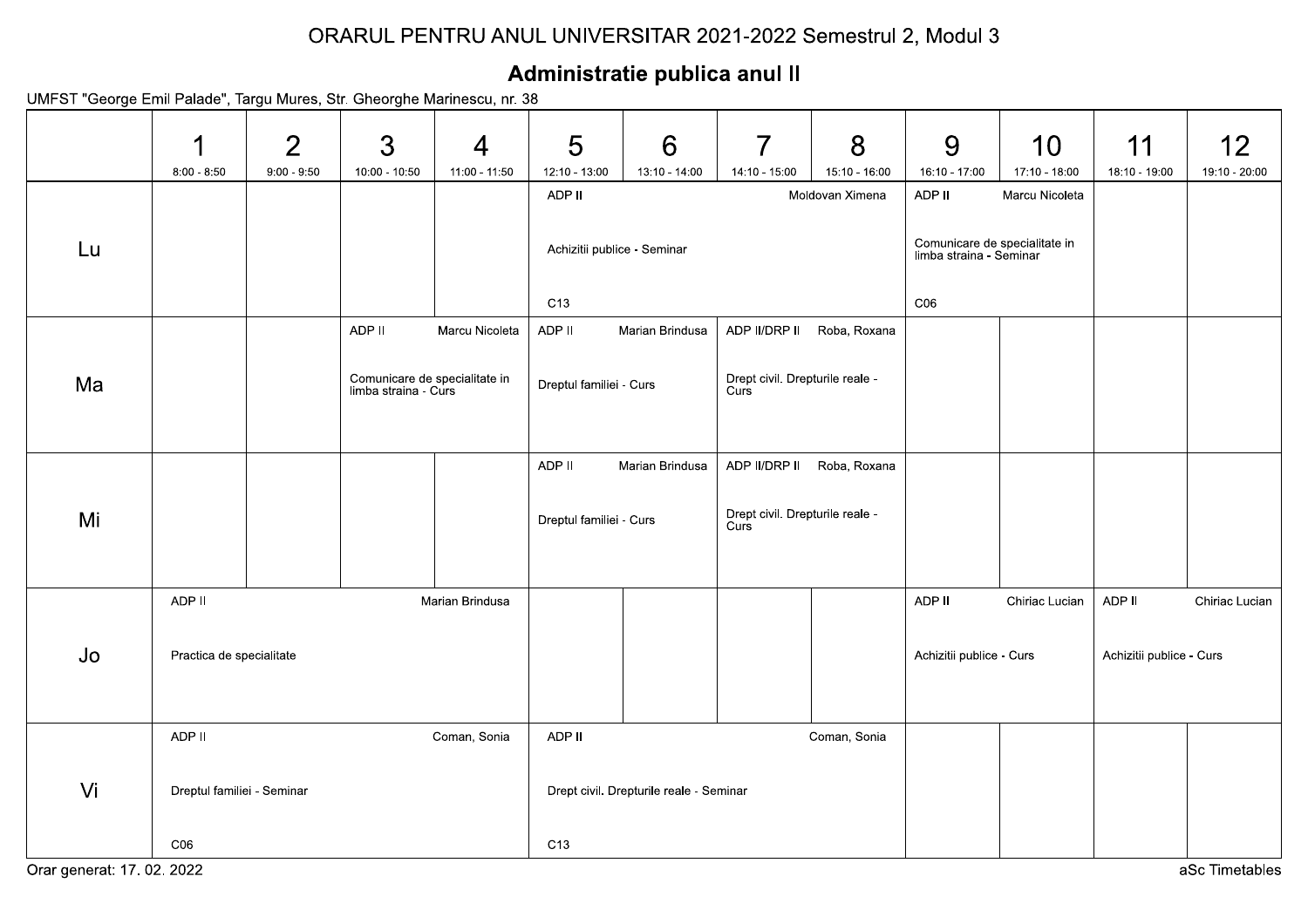# ORARUL PENTRU ANUL UNIVERSITAR 2021-2022 Semestrul 2, Modul 3

## Administratie publica anul II

UMFST "George Emil Palade", Targu Mures, Str. Gheorghe Marinescu, nr. 38

| | 1<br>8:00 - 8:50 | 2<br>9:00 - 9:50 | 3<br>10:00 - 10:50 | 4<br>11:00 - 11:50 | 5<br>12:10 - 13:00 | 6<br>13:10 - 14:00 | 7<br>14:10 - 15:00 | 8<br>15:10 - 16:00 | 9<br>16:10 - 17:00 | 10<br>17:10 - 18:00 | 11<br>18:10 - 19:00 | 12<br>19:10 - 20:00 |
|---|---|---|---|---|---|---|---|---|---|---|---|---|
| Lu | | | | | ADP II, Moldovan Ximena<br>Achizitii publice - Seminar<br>C13 | | | | ADP II, Marcu Nicoleta<br>Comunicare de specialitate in limba straina - Seminar<br>C06 | | | |
| Ma | | | ADP II, Marcu Nicoleta<br>Comunicare de specialitate in limba straina - Curs | | ADP II, Marian Brindusa<br>Dreptul familiei - Curs | | ADP II/DRP II, Roba, Roxana<br>Drept civil. Drepturile reale - Curs | | | | | |
| Mi | | | | | ADP II, Marian Brindusa<br>Dreptul familiei - Curs | | ADP II/DRP II, Roba, Roxana<br>Drept civil. Drepturile reale - Curs | | | | | |
| Jo | ADP II, Marian Brindusa<br>Practica de specialitate | | | | | | | | ADP II, Chiriac Lucian<br>Achizitii publice - Curs | | ADP II, Chiriac Lucian<br>Achizitii publice - Curs | |
| Vi | ADP II, Coman, Sonia<br>Dreptul familiei - Seminar<br>C06 | | | | ADP II, Coman, Sonia<br>Drept civil. Drepturile reale - Seminar<br>C13 | | | | | | | |

Orar generat: 17. 02. 2022

aSc Timetables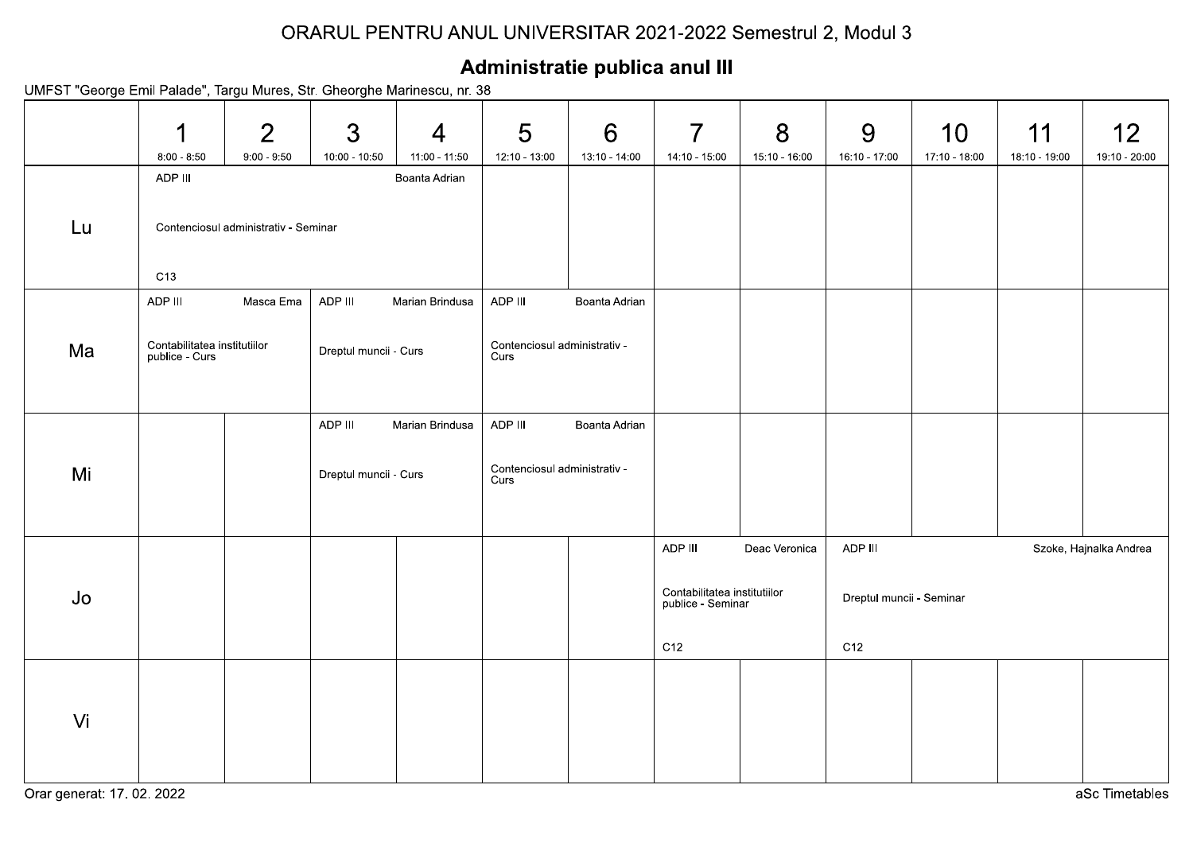# ORARUL PENTRU ANUL UNIVERSITAR 2021-2022 Semestrul 2, Modul 3

## Administratie publica anul III

UMFST "George Emil Palade", Targu Mures, Str. Gheorghe Marinescu, nr. 38

| | 1<br>8:00 - 8:50 | 2<br>9:00 - 9:50 | 3<br>10:00 - 10:50 | 4<br>11:00 - 11:50 | 5<br>12:10 - 13:00 | 6<br>13:10 - 14:00 | 7<br>14:10 - 15:00 | 8<br>15:10 - 16:00 | 9<br>16:10 - 17:00 | 10<br>17:10 - 18:00 | 11<br>18:10 - 19:00 | 12<br>19:10 - 20:00 |
|---|---|---|---|---|---|---|---|---|---|---|---|---|
| Lu | ADP III Boanta Adrian<br>Contenciosul administrativ - Seminar<br>C13 | | | | | | | | | | | |
| Ma | ADP III Masca Ema<br>Contabilitatea institutiilor publice - Curs | | ADP III Marian Brindusa<br>Dreptul muncii - Curs | | ADP III Boanta Adrian<br>Contenciosul administrativ - Curs | | | | | | | |
| Mi | | | ADP III Marian Brindusa<br>Dreptul muncii - Curs | | ADP III Boanta Adrian<br>Contenciosul administrativ - Curs | | | | | | | |
| Jo | | | | | | | ADP III Deac Veronica<br>Contabilitatea institutiilor publice - Seminar<br>C12 | | ADP III Szoke, Hajnalka Andrea<br>Dreptul muncii - Seminar<br>C12 | | | |
| Vi | | | | | | | | | | | | |

Orar generat: 17. 02. 2022

aSc Timetables